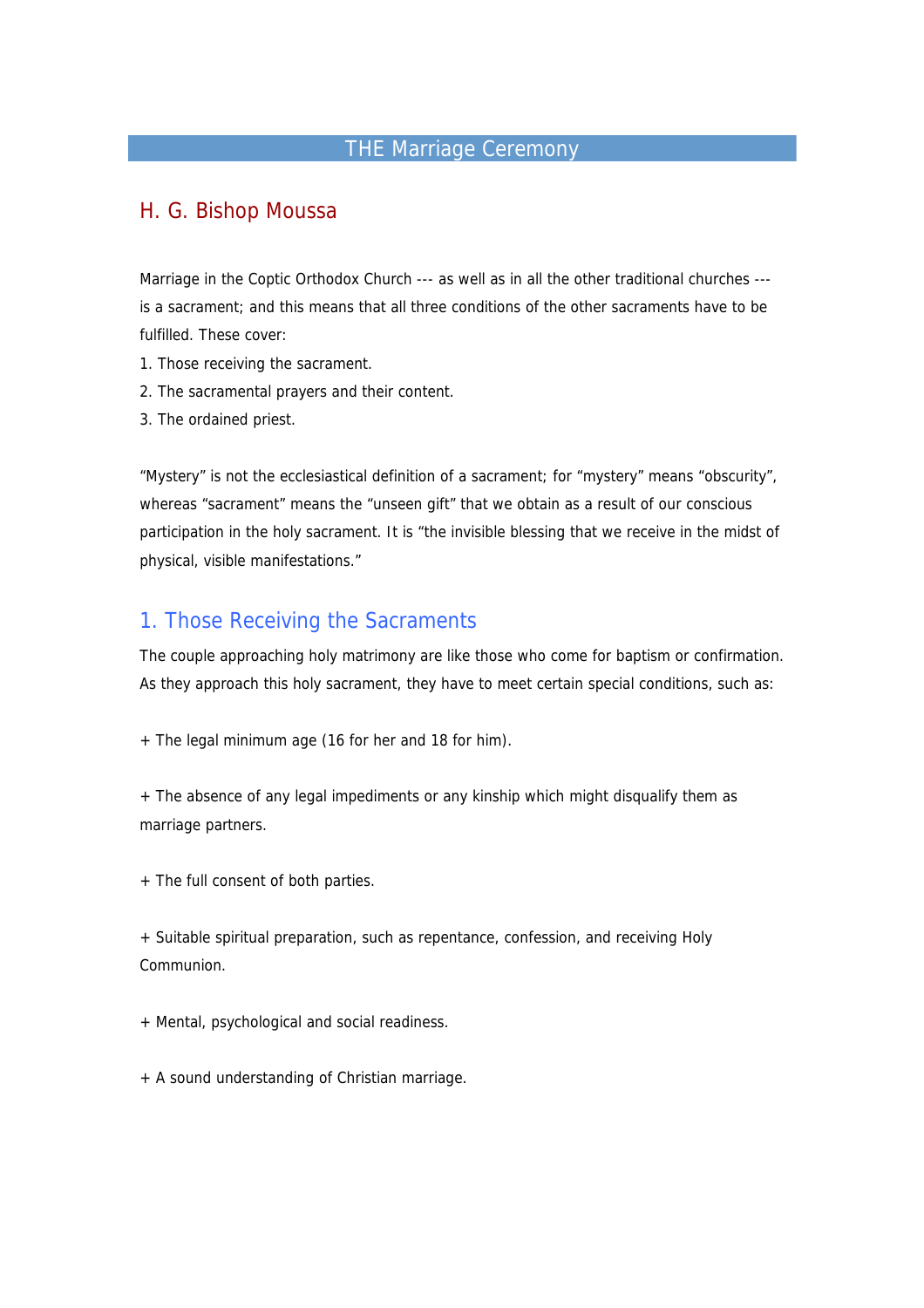# THE Marriage Ceremony

## H. G. Bishop Moussa

Marriage in the Coptic Orthodox Church --- as well as in all the other traditional churches --- is a sacrament; and this means that all three conditions of the other sacraments have to be fulfilled. These cover:

1. Those receiving the sacrament.
2. The sacramental prayers and their content.
3. The ordained priest.

"Mystery" is not the ecclesiastical definition of a sacrament; for "mystery" means "obscurity", whereas "sacrament" means the "unseen gift" that we obtain as a result of our conscious participation in the holy sacrament. It is "the invisible blessing that we receive in the midst of physical, visible manifestations."

## 1. Those Receiving the Sacraments

The couple approaching holy matrimony are like those who come for baptism or confirmation. As they approach this holy sacrament, they have to meet certain special conditions, such as:

+ The legal minimum age (16 for her and 18 for him).

+ The absence of any legal impediments or any kinship which might disqualify them as marriage partners.

+ The full consent of both parties.

+ Suitable spiritual preparation, such as repentance, confession, and receiving Holy Communion.

+ Mental, psychological and social readiness.

+ A sound understanding of Christian marriage.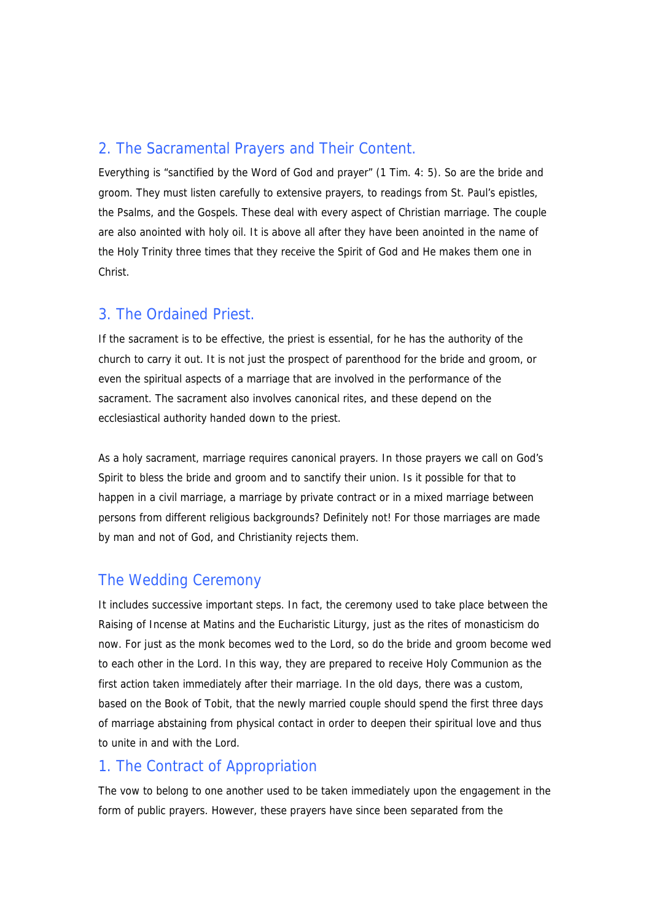## 2. The Sacramental Prayers and Their Content.

Everything is "sanctified by the Word of God and prayer" (1 Tim. 4: 5). So are the bride and groom. They must listen carefully to extensive prayers, to readings from St. Paul's epistles, the Psalms, and the Gospels. These deal with every aspect of Christian marriage. The couple are also anointed with holy oil. It is above all after they have been anointed in the name of the Holy Trinity three times that they receive the Spirit of God and He makes them one in Christ.

## 3. The Ordained Priest.

If the sacrament is to be effective, the priest is essential, for he has the authority of the church to carry it out. It is not just the prospect of parenthood for the bride and groom, or even the spiritual aspects of a marriage that are involved in the performance of the sacrament. The sacrament also involves canonical rites, and these depend on the ecclesiastical authority handed down to the priest.

As a holy sacrament, marriage requires canonical prayers. In those prayers we call on God's Spirit to bless the bride and groom and to sanctify their union. Is it possible for that to happen in a civil marriage, a marriage by private contract or in a mixed marriage between persons from different religious backgrounds? Definitely not! For those marriages are made by man and not of God, and Christianity rejects them.

## The Wedding Ceremony

It includes successive important steps. In fact, the ceremony used to take place between the Raising of Incense at Matins and the Eucharistic Liturgy, just as the rites of monasticism do now. For just as the monk becomes wed to the Lord, so do the bride and groom become wed to each other in the Lord. In this way, they are prepared to receive Holy Communion as the first action taken immediately after their marriage. In the old days, there was a custom, based on the Book of Tobit, that the newly married couple should spend the first three days of marriage abstaining from physical contact in order to deepen their spiritual love and thus to unite in and with the Lord.

## 1. The Contract of Appropriation

The vow to belong to one another used to be taken immediately upon the engagement in the form of public prayers. However, these prayers have since been separated from the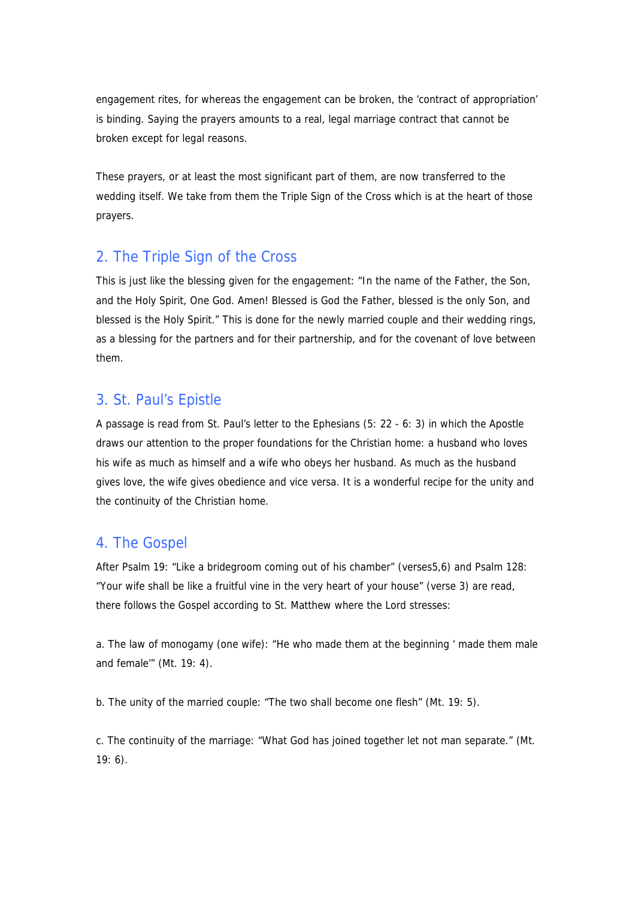engagement rites, for whereas the engagement can be broken, the 'contract of appropriation' is binding. Saying the prayers amounts to a real, legal marriage contract that cannot be broken except for legal reasons.

These prayers, or at least the most significant part of them, are now transferred to the wedding itself. We take from them the Triple Sign of the Cross which is at the heart of those prayers.

## 2. The Triple Sign of the Cross

This is just like the blessing given for the engagement: "In the name of the Father, the Son, and the Holy Spirit, One God. Amen! Blessed is God the Father, blessed is the only Son, and blessed is the Holy Spirit." This is done for the newly married couple and their wedding rings, as a blessing for the partners and for their partnership, and for the covenant of love between them.

## 3. St. Paul's Epistle

A passage is read from St. Paul's letter to the Ephesians (5: 22 - 6: 3) in which the Apostle draws our attention to the proper foundations for the Christian home: a husband who loves his wife as much as himself and a wife who obeys her husband. As much as the husband gives love, the wife gives obedience and vice versa. It is a wonderful recipe for the unity and the continuity of the Christian home.

## 4. The Gospel

After Psalm 19: "Like a bridegroom coming out of his chamber" (verses5,6) and Psalm 128: "Your wife shall be like a fruitful vine in the very heart of your house" (verse 3) are read, there follows the Gospel according to St. Matthew where the Lord stresses:

a. The law of monogamy (one wife): "He who made them at the beginning ' made them male and female'" (Mt. 19: 4).

b. The unity of the married couple: "The two shall become one flesh" (Mt. 19: 5).

c. The continuity of the marriage: "What God has joined together let not man separate." (Mt. 19: 6).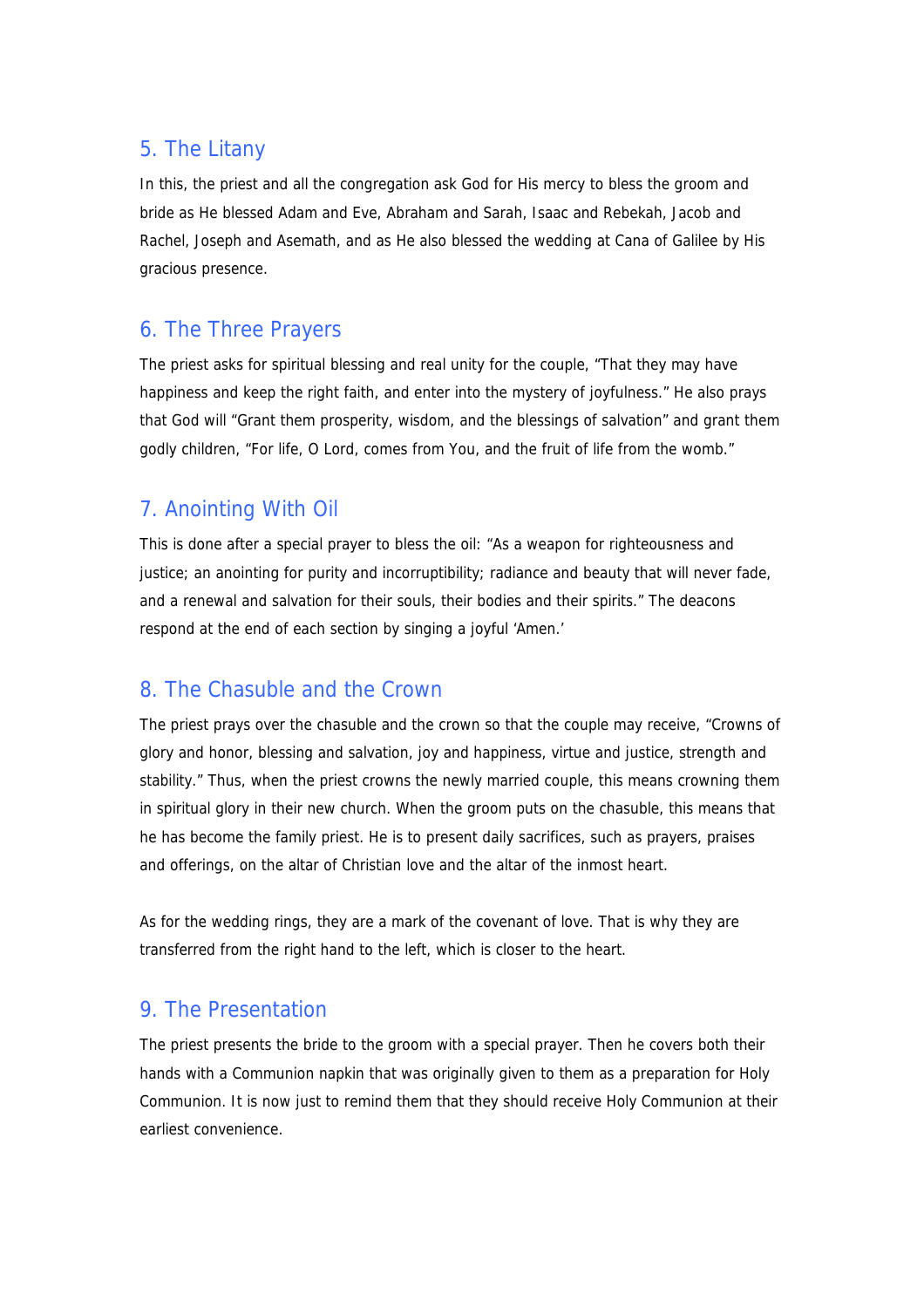## 5. The Litany

In this, the priest and all the congregation ask God for His mercy to bless the groom and bride as He blessed Adam and Eve, Abraham and Sarah, Isaac and Rebekah, Jacob and Rachel, Joseph and Asemath, and as He also blessed the wedding at Cana of Galilee by His gracious presence.

## 6. The Three Prayers

The priest asks for spiritual blessing and real unity for the couple, "That they may have happiness and keep the right faith, and enter into the mystery of joyfulness." He also prays that God will "Grant them prosperity, wisdom, and the blessings of salvation" and grant them godly children, "For life, O Lord, comes from You, and the fruit of life from the womb."

## 7. Anointing With Oil

This is done after a special prayer to bless the oil: "As a weapon for righteousness and justice; an anointing for purity and incorruptibility; radiance and beauty that will never fade, and a renewal and salvation for their souls, their bodies and their spirits." The deacons respond at the end of each section by singing a joyful 'Amen.'

## 8. The Chasuble and the Crown

The priest prays over the chasuble and the crown so that the couple may receive, "Crowns of glory and honor, blessing and salvation, joy and happiness, virtue and justice, strength and stability." Thus, when the priest crowns the newly married couple, this means crowning them in spiritual glory in their new church. When the groom puts on the chasuble, this means that he has become the family priest. He is to present daily sacrifices, such as prayers, praises and offerings, on the altar of Christian love and the altar of the inmost heart.

As for the wedding rings, they are a mark of the covenant of love. That is why they are transferred from the right hand to the left, which is closer to the heart.

## 9. The Presentation

The priest presents the bride to the groom with a special prayer. Then he covers both their hands with a Communion napkin that was originally given to them as a preparation for Holy Communion. It is now just to remind them that they should receive Holy Communion at their earliest convenience.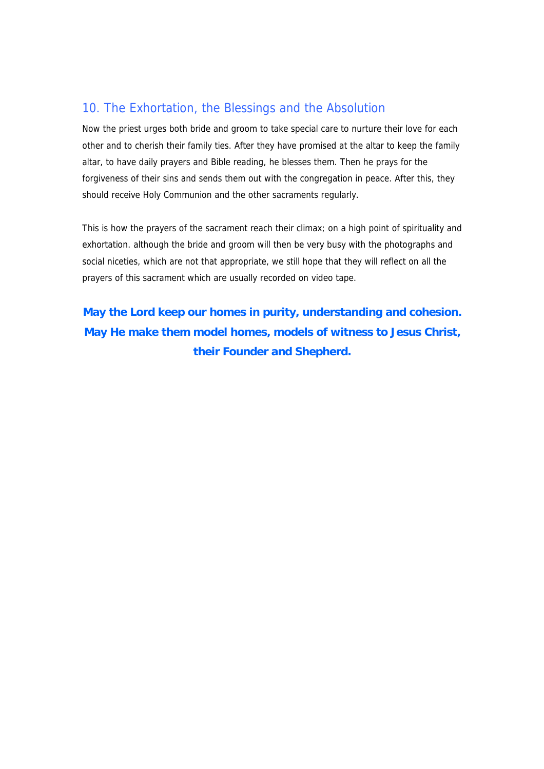## 10. The Exhortation, the Blessings and the Absolution

Now the priest urges both bride and groom to take special care to nurture their love for each other and to cherish their family ties. After they have promised at the altar to keep the family altar, to have daily prayers and Bible reading, he blesses them. Then he prays for the forgiveness of their sins and sends them out with the congregation in peace. After this, they should receive Holy Communion and the other sacraments regularly.

This is how the prayers of the sacrament reach their climax; on a high point of spirituality and exhortation. although the bride and groom will then be very busy with the photographs and social niceties, which are not that appropriate, we still hope that they will reflect on all the prayers of this sacrament which are usually recorded on video tape.

**May the Lord keep our homes in purity, understanding and cohesion. May He make them model homes, models of witness to Jesus Christ, their Founder and Shepherd.**